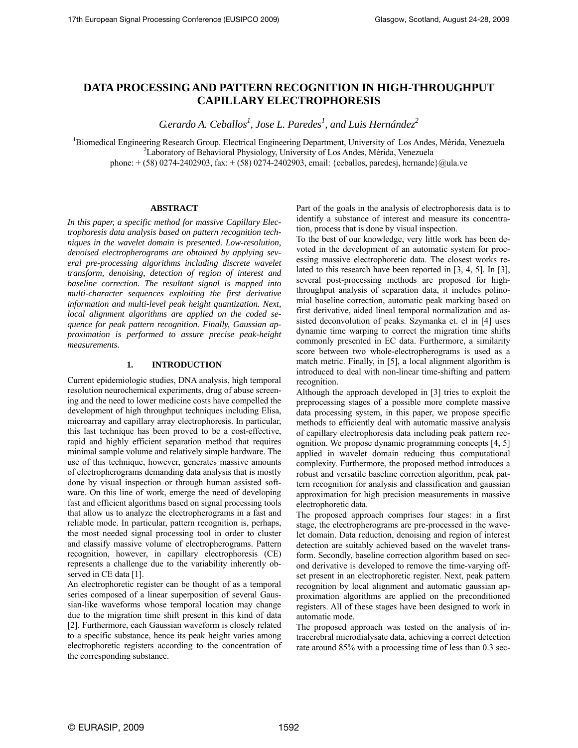# DATA PROCESSING AND PATTERN RECOGNITION IN HIGH-THROUGHPUT CAPILLARY ELECTROPHORESIS

*Gerardo A. Ceballos[1], Jose L. Paredes[1], and Luis Hernández[2]*

[1]Biomedical Engineering Research Group. Electrical Engineering Department, University of Los Andes, Mérida, Venezuela
[2]Laboratory of Behavioral Physiology, University of Los Andes, Mérida, Venezuela
phone: + (58) 0274-2402903, fax: + (58) 0274-2402903, email: {ceballos, paredesj, hernande}@ula.ve

## ABSTRACT

*In this paper, a specific method for massive Capillary Electrophoresis data analysis based on pattern recognition techniques in the wavelet domain is presented. Low-resolution, denoised electropherograms are obtained by applying several pre-processing algorithms including discrete wavelet transform, denoising, detection of region of interest and baseline correction. The resultant signal is mapped into multi-character sequences exploiting the first derivative information and multi-level peak height quantization. Next, local alignment algorithms are applied on the coded sequence for peak pattern recognition. Finally, Gaussian approximation is performed to assure precise peak-height measurements.*

## 1. INTRODUCTION

Current epidemiologic studies, DNA analysis, high temporal resolution neurochemical experiments, drug of abuse screening and the need to lower medicine costs have compelled the development of high throughput techniques including Elisa, microarray and capillary array electrophoresis. In particular, this last technique has been proved to be a cost-effective, rapid and highly efficient separation method that requires minimal sample volume and relatively simple hardware. The use of this technique, however, generates massive amounts of electropherograms demanding data analysis that is mostly done by visual inspection or through human assisted software. On this line of work, emerge the need of developing fast and efficient algorithms based on signal processing tools that allow us to analyze the electropherograms in a fast and reliable mode. In particular, pattern recognition is, perhaps, the most needed signal processing tool in order to cluster and classify massive volume of electropherograms. Pattern recognition, however, in capillary electrophoresis (CE) represents a challenge due to the variability inherently observed in CE data [1].

An electrophoretic register can be thought of as a temporal series composed of a linear superposition of several Gaussian-like waveforms whose temporal location may change due to the migration time shift present in this kind of data [2]. Furthermore, each Gaussian waveform is closely related to a specific substance, hence its peak height varies among electrophoretic registers according to the concentration of the corresponding substance.

Part of the goals in the analysis of electrophoresis data is to identify a substance of interest and measure its concentration, process that is done by visual inspection.

To the best of our knowledge, very little work has been devoted in the development of an automatic system for processing massive electrophoretic data. The closest works related to this research have been reported in [3, 4, 5]. In [3], several post-processing methods are proposed for high-throughput analysis of separation data, it includes polinomial baseline correction, automatic peak marking based on first derivative, aided lineal temporal normalization and assisted deconvolution of peaks. Szymanka et. el in [4] uses dynamic time warping to correct the migration time shifts commonly presented in EC data. Furthermore, a similarity score between two whole-electropherograms is used as a match metric. Finally, in [5], a local alignment algorithm is introduced to deal with non-linear time-shifting and pattern recognition.

Although the approach developed in [3] tries to exploit the preprocessing stages of a possible more complete massive data processing system, in this paper, we propose specific methods to efficiently deal with automatic massive analysis of capillary electrophoresis data including peak pattern recognition. We propose dynamic programming concepts [4, 5] applied in wavelet domain reducing thus computational complexity. Furthermore, the proposed method introduces a robust and versatile baseline correction algorithm, peak pattern recognition for analysis and classification and gaussian approximation for high precision measurements in massive electrophoretic data.

The proposed approach comprises four stages: in a first stage, the electropherograms are pre-processed in the wavelet domain. Data reduction, denoising and region of interest detection are suitably achieved based on the wavelet transform. Secondly, baseline correction algorithm based on second derivative is developed to remove the time-varying offset present in an electrophoretic register. Next, peak pattern recognition by local alignment and automatic gaussian approximation algorithms are applied on the preconditioned registers. All of these stages have been designed to work in automatic mode.

The proposed approach was tested on the analysis of intracerebral microdialysate data, achieving a correct detection rate around 85% with a processing time of less than 0.3 sec-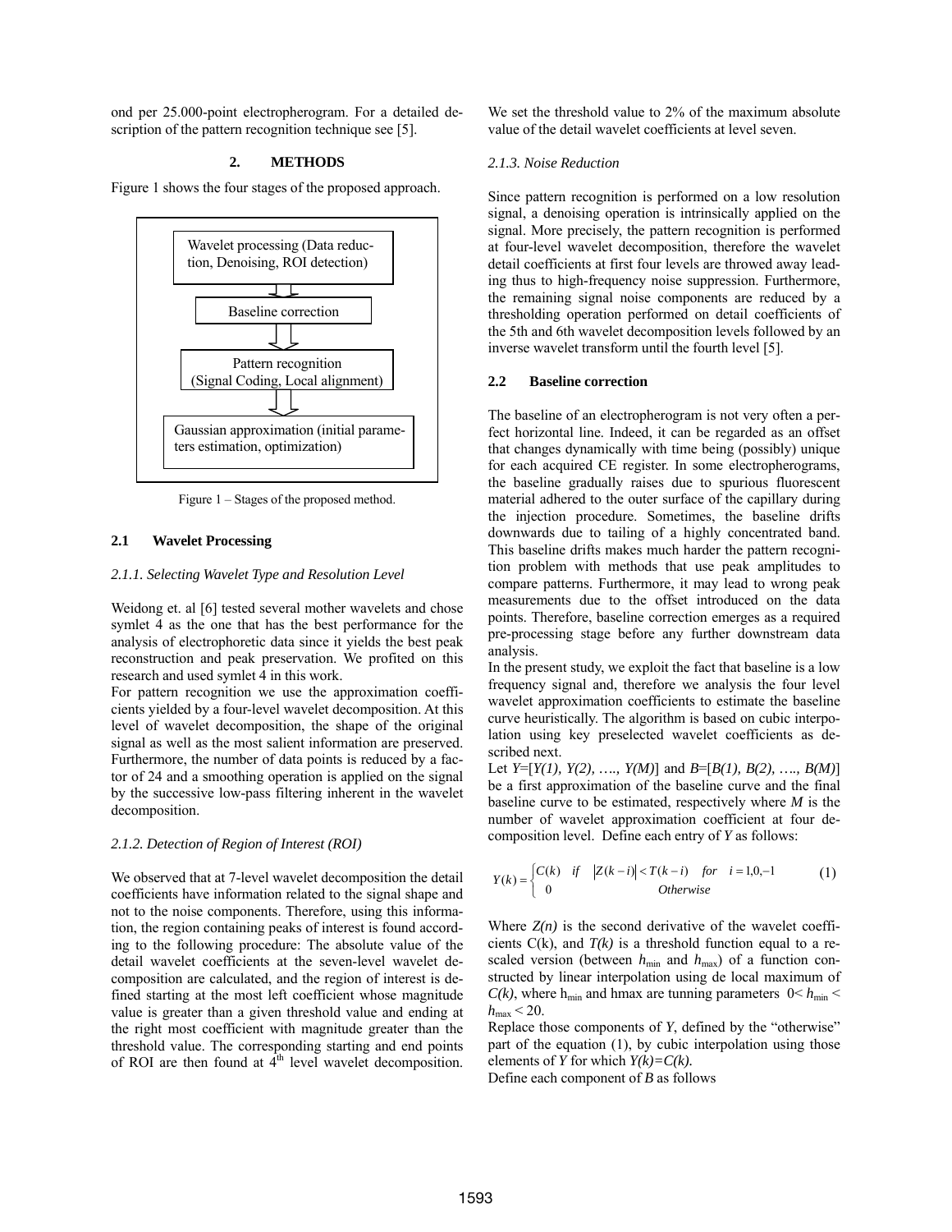ond per 25.000-point electropherogram. For a detailed description of the pattern recognition technique see [5].

## 2. METHODS

Figure 1 shows the four stages of the proposed approach.

Wavelet processing (Data reduction, Denoising, ROI detection)

Baseline correction

Pattern recognition (Signal Coding, Local alignment)

Gaussian approximation (initial parameters estimation, optimization)

Figure 1 – Stages of the proposed method.

### 2.1 Wavelet Processing

#### *2.1.1. Selecting Wavelet Type and Resolution Level*

Weidong et. al [6] tested several mother wavelets and chose symlet 4 as the one that has the best performance for the analysis of electrophoretic data since it yields the best peak reconstruction and peak preservation. We profited on this research and used symlet 4 in this work.

For pattern recognition we use the approximation coefficients yielded by a four-level wavelet decomposition. At this level of wavelet decomposition, the shape of the original signal as well as the most salient information are preserved. Furthermore, the number of data points is reduced by a factor of 24 and a smoothing operation is applied on the signal by the successive low-pass filtering inherent in the wavelet decomposition.

#### *2.1.2. Detection of Region of Interest (ROI)*

We observed that at 7-level wavelet decomposition the detail coefficients have information related to the signal shape and not to the noise components. Therefore, using this information, the region containing peaks of interest is found according to the following procedure: The absolute value of the detail wavelet coefficients at the seven-level wavelet decomposition are calculated, and the region of interest is defined starting at the most left coefficient whose magnitude value is greater than a given threshold value and ending at the right most coefficient with magnitude greater than the threshold value. The corresponding starting and end points of ROI are then found at $4^{th}$ level wavelet decomposition. We set the threshold value to 2% of the maximum absolute value of the detail wavelet coefficients at level seven.

#### *2.1.3. Noise Reduction*

Since pattern recognition is performed on a low resolution signal, a denoising operation is intrinsically applied on the signal. More precisely, the pattern recognition is performed at four-level wavelet decomposition, therefore the wavelet detail coefficients at first four levels are throwed away leading thus to high-frequency noise suppression. Furthermore, the remaining signal noise components are reduced by a thresholding operation performed on detail coefficients of the 5th and 6th wavelet decomposition levels followed by an inverse wavelet transform until the fourth level [5].

### 2.2 Baseline correction

The baseline of an electropherogram is not very often a perfect horizontal line. Indeed, it can be regarded as an offset that changes dynamically with time being (possibly) unique for each acquired CE register. In some electropherograms, the baseline gradually raises due to spurious fluorescent material adhered to the outer surface of the capillary during the injection procedure. Sometimes, the baseline drifts downwards due to tailing of a highly concentrated band. This baseline drifts makes much harder the pattern recognition problem with methods that use peak amplitudes to compare patterns. Furthermore, it may lead to wrong peak measurements due to the offset introduced on the data points. Therefore, baseline correction emerges as a required pre-processing stage before any further downstream data analysis.

In the present study, we exploit the fact that baseline is a low frequency signal and, therefore we analysis the four level wavelet approximation coefficients to estimate the baseline curve heuristically. The algorithm is based on cubic interpolation using key preselected wavelet coefficients as described next.

Let $Y=[Y(1), Y(2), \ldots, Y(M)]$ and $B=[B(1), B(2), \ldots, B(M)]$ be a first approximation of the baseline curve and the final baseline curve to be estimated, respectively where $M$ is the number of wavelet approximation coefficient at four decomposition level. Define each entry of $Y$ as follows:

$$
Y(k) = \begin{cases} C(k) & \text{if} \quad |Z(k-i)| < T(k-i) \quad \text{for} \quad i = 1, 0, -1 \\ 0 & \text{Otherwise} \end{cases} \tag{1}
$$

Where $Z(n)$ is the second derivative of the wavelet coefficients $C(k)$, and $T(k)$ is a threshold function equal to a rescaled version (between $h_{\min}$ and $h_{\max}$) of a function constructed by linear interpolation using de local maximum of $C(k)$, where $h_{\min}$ and hmax are tunning parameters $0 < h_{\min} < h_{\max} < 20$.

Replace those components of $Y$, defined by the "otherwise" part of the equation (1), by cubic interpolation using those elements of $Y$ for which $Y(k)=C(k)$.

Define each component of $B$ as follows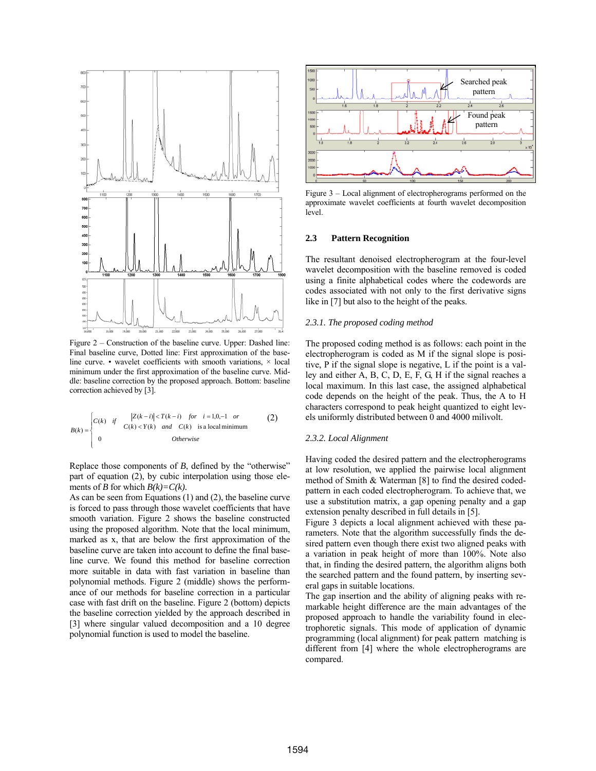Figure 2 – Construction of the baseline curve. Upper: Dashed line: Final baseline curve, Dotted line: First approximation of the baseline curve. • wavelet coefficients with smooth variations, × local minimum under the first approximation of the baseline curve. Middle: baseline correction by the proposed approach. Bottom: baseline correction achieved by [3].

$$B(k)=\begin{cases} C(k) \quad if \quad \begin{matrix} |Z(k-i)| < T(k-i) \quad for \quad i=1,0,-1 \quad or \\ C(k) < Y(k) \quad and \quad C(k) \text{ is a local minimum} \end{matrix} \\ 0 \qquad\qquad Otherwise \end{cases} \tag{2}$$

Replace those components of $B$, defined by the "otherwise" part of equation (2), by cubic interpolation using those elements of $B$ for which $B(k)=C(k)$.

As can be seen from Equations (1) and (2), the baseline curve is forced to pass through those wavelet coefficients that have smooth variation. Figure 2 shows the baseline constructed using the proposed algorithm. Note that the local minimum, marked as x, that are below the first approximation of the baseline curve are taken into account to define the final baseline curve. We found this method for baseline correction more suitable in data with fast variation in baseline than polynomial methods. Figure 2 (middle) shows the performance of our methods for baseline correction in a particular case with fast drift on the baseline. Figure 2 (bottom) depicts the baseline correction yielded by the approach described in [3] where singular valued decomposition and a 10 degree polynomial function is used to model the baseline.

Figure 3 – Local alignment of electropherograms performed on the approximate wavelet coefficients at fourth wavelet decomposition level.

### 2.3 Pattern Recognition

The resultant denoised electropherogram at the four-level wavelet decomposition with the baseline removed is coded using a finite alphabetical codes where the codewords are codes associated with not only to the first derivative signs like in [7] but also to the height of the peaks.

#### *2.3.1. The proposed coding method*

The proposed coding method is as follows: each point in the electropherogram is coded as M if the signal slope is positive, P if the signal slope is negative, L if the point is a valley and either A, B, C, D, E, F, G, H if the signal reaches a local maximum. In this last case, the assigned alphabetical code depends on the height of the peak. Thus, the A to H characters correspond to peak height quantized to eight levels uniformly distributed between 0 and 4000 milivolt.

#### *2.3.2. Local Alignment*

Having coded the desired pattern and the electropherograms at low resolution, we applied the pairwise local alignment method of Smith & Waterman [8] to find the desired coded-pattern in each coded electropherogram. To achieve that, we use a substitution matrix, a gap opening penalty and a gap extension penalty described in full details in [5].

Figure 3 depicts a local alignment achieved with these parameters. Note that the algorithm successfully finds the desired pattern even though there exist two aligned peaks with a variation in peak height of more than 100%. Note also that, in finding the desired pattern, the algorithm aligns both the searched pattern and the found pattern, by inserting several gaps in suitable locations.

The gap insertion and the ability of aligning peaks with remarkable height difference are the main advantages of the proposed approach to handle the variability found in electrophoretic signals. This mode of application of dynamic programming (local alignment) for peak pattern matching is different from [4] where the whole electropherograms are compared.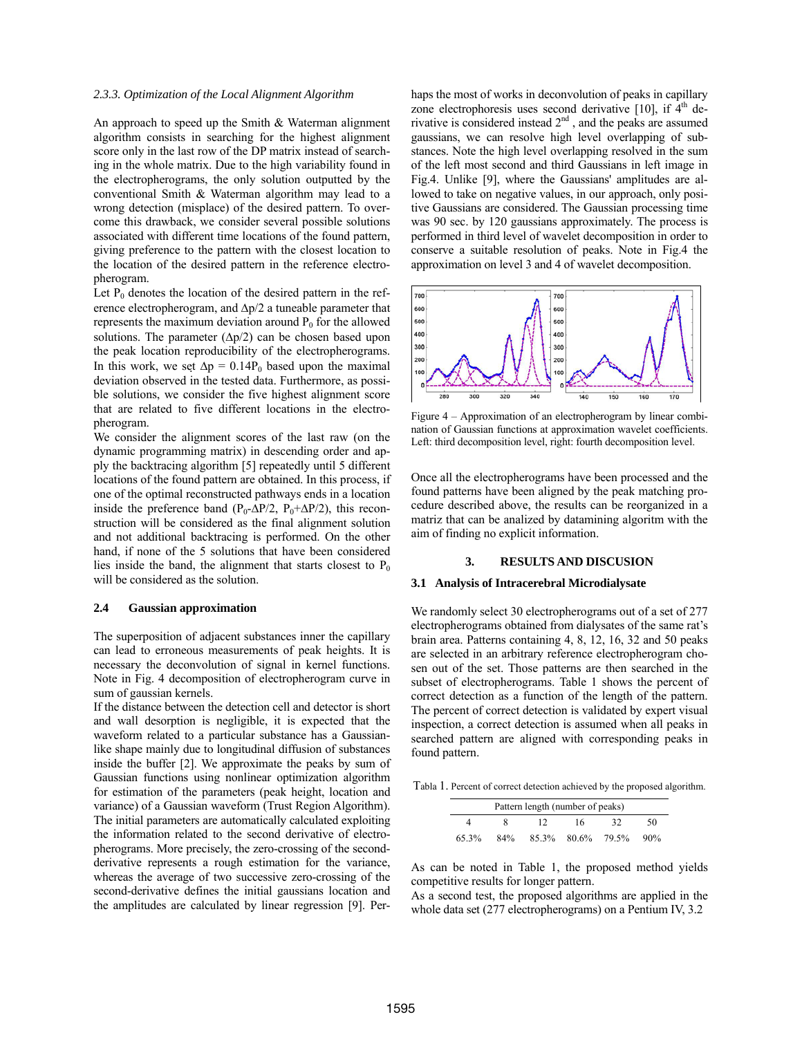*2.3.3. Optimization of the Local Alignment Algorithm*

An approach to speed up the Smith & Waterman alignment algorithm consists in searching for the highest alignment score only in the last row of the DP matrix instead of searching in the whole matrix. Due to the high variability found in the electropherograms, the only solution outputted by the conventional Smith & Waterman algorithm may lead to a wrong detection (misplace) of the desired pattern. To overcome this drawback, we consider several possible solutions associated with different time locations of the found pattern, giving preference to the pattern with the closest location to the location of the desired pattern in the reference electropherogram.

Let $P_0$ denotes the location of the desired pattern in the reference electropherogram, and $\Delta p/2$ a tuneable parameter that represents the maximum deviation around $P_0$ for the allowed solutions. The parameter ($\Delta p/2$) can be chosen based upon the peak location reproducibility of the electropherograms. In this work, we set $\Delta p = 0.14P_0$ based upon the maximal deviation observed in the tested data. Furthermore, as possible solutions, we consider the five highest alignment score that are related to five different locations in the electropherogram.

We consider the alignment scores of the last raw (on the dynamic programming matrix) in descending order and apply the backtracing algorithm [5] repeatedly until 5 different locations of the found pattern are obtained. In this process, if one of the optimal reconstructed pathways ends in a location inside the preference band ($P_0$-$\Delta P/2$, $P_0$+$\Delta P/2$), this reconstruction will be considered as the final alignment solution and not additional backtracing is performed. On the other hand, if none of the 5 solutions that have been considered lies inside the band, the alignment that starts closest to $P_0$ will be considered as the solution.

## 2.4 Gaussian approximation

The superposition of adjacent substances inner the capillary can lead to erroneous measurements of peak heights. It is necessary the deconvolution of signal in kernel functions. Note in Fig. 4 decomposition of electropherogram curve in sum of gaussian kernels.

If the distance between the detection cell and detector is short and wall desorption is negligible, it is expected that the waveform related to a particular substance has a Gaussian-like shape mainly due to longitudinal diffusion of substances inside the buffer [2]. We approximate the peaks by sum of Gaussian functions using nonlinear optimization algorithm for estimation of the parameters (peak height, location and variance) of a Gaussian waveform (Trust Region Algorithm). The initial parameters are automatically calculated exploiting the information related to the second derivative of electropherograms. More precisely, the zero-crossing of the second-derivative represents a rough estimation for the variance, whereas the average of two successive zero-crossing of the second-derivative defines the initial gaussians location and the amplitudes are calculated by linear regression [9]. Perhaps the most of works in deconvolution of peaks in capillary zone electrophoresis uses second derivative [10], if $4^{th}$ derivative is considered instead $2^{nd}$, and the peaks are assumed gaussians, we can resolve high level overlapping of substances. Note the high level overlapping resolved in the sum of the left most second and third Gaussians in left image in Fig.4. Unlike [9], where the Gaussians' amplitudes are allowed to take on negative values, in our approach, only positive Gaussians are considered. The Gaussian processing time was 90 sec. by 120 gaussians approximately. The process is performed in third level of wavelet decomposition in order to conserve a suitable resolution of peaks. Note in Fig.4 the approximation on level 3 and 4 of wavelet decomposition.

Figure 4 – Approximation of an electropherogram by linear combination of Gaussian functions at approximation wavelet coefficients. Left: third decomposition level, right: fourth decomposition level.

Once all the electropherograms have been processed and the found patterns have been aligned by the peak matching procedure described above, the results can be reorganized in a matriz that can be analized by datamining algoritm with the aim of finding no explicit information.

## 3. RESULTS AND DISCUSION

### 3.1 Analysis of Intracerebral Microdialysate

We randomly select 30 electropherograms out of a set of 277 electropherograms obtained from dialysates of the same rat's brain area. Patterns containing 4, 8, 12, 16, 32 and 50 peaks are selected in an arbitrary reference electropherogram chosen out of the set. Those patterns are then searched in the subset of electropherograms. Table 1 shows the percent of correct detection as a function of the length of the pattern. The percent of correct detection is validated by expert visual inspection, a correct detection is assumed when all peaks in searched pattern are aligned with corresponding peaks in found pattern.

Tabla 1. Percent of correct detection achieved by the proposed algorithm.

| Pattern length (number of peaks) | | | | | |
|---|---|---|---|---|---|
| 4 | 8 | 12 | 16 | 32 | 50 |
| 65.3% | 84% | 85.3% | 80.6% | 79.5% | 90% |

As can be noted in Table 1, the proposed method yields competitive results for longer pattern.

As a second test, the proposed algorithms are applied in the whole data set (277 electropherograms) on a Pentium IV, 3.2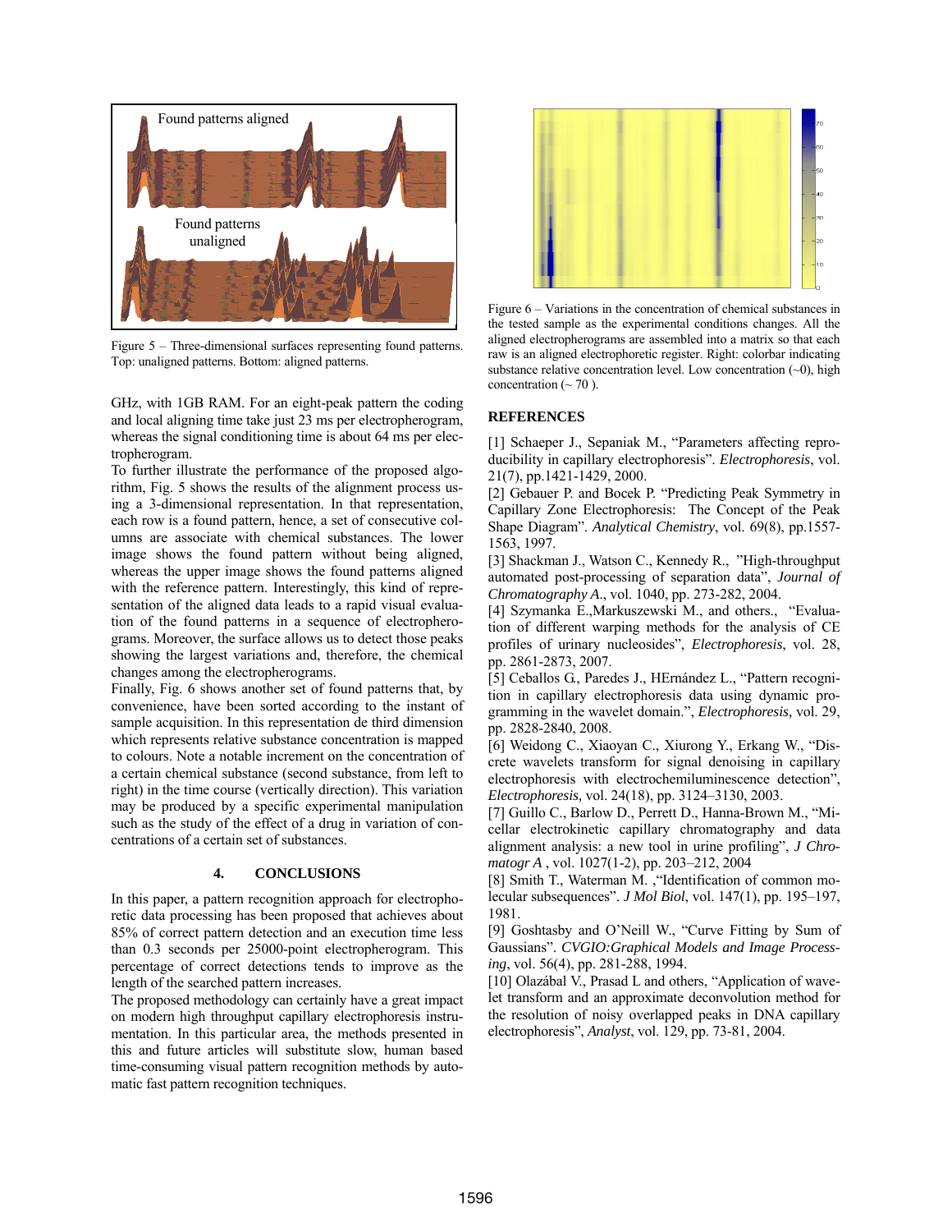Found patterns aligned

Found patterns unaligned

Figure 5 – Three-dimensional surfaces representing found patterns. Top: unaligned patterns. Bottom: aligned patterns.

GHz, with 1GB RAM. For an eight-peak pattern the coding and local aligning time take just 23 ms per electropherogram, whereas the signal conditioning time is about 64 ms per electropherogram.

To further illustrate the performance of the proposed algorithm, Fig. 5 shows the results of the alignment process using a 3-dimensional representation. In that representation, each row is a found pattern, hence, a set of consecutive columns are associate with chemical substances. The lower image shows the found pattern without being aligned, whereas the upper image shows the found patterns aligned with the reference pattern. Interestingly, this kind of representation of the aligned data leads to a rapid visual evaluation of the found patterns in a sequence of electropherograms. Moreover, the surface allows us to detect those peaks showing the largest variations and, therefore, the chemical changes among the electropherograms.

Finally, Fig. 6 shows another set of found patterns that, by convenience, have been sorted according to the instant of sample acquisition. In this representation de third dimension which represents relative substance concentration is mapped to colours. Note a notable increment on the concentration of a certain chemical substance (second substance, from left to right) in the time course (vertically direction). This variation may be produced by a specific experimental manipulation such as the study of the effect of a drug in variation of concentrations of a certain set of substances.

## 4. CONCLUSIONS

In this paper, a pattern recognition approach for electrophoretic data processing has been proposed that achieves about 85% of correct pattern detection and an execution time less than 0.3 seconds per 25000-point electropherogram. This percentage of correct detections tends to improve as the length of the searched pattern increases.

The proposed methodology can certainly have a great impact on modern high throughput capillary electrophoresis instrumentation. In this particular area, the methods presented in this and future articles will substitute slow, human based time-consuming visual pattern recognition methods by automatic fast pattern recognition techniques.

0
10
20
30
40
50
60
70

Figure 6 – Variations in the concentration of chemical substances in the tested sample as the experimental conditions changes. All the aligned electropherograms are assembled into a matrix so that each raw is an aligned electrophoretic register. Right: colorbar indicating substance relative concentration level. Low concentration (~0), high concentration (~ 70 ).

## REFERENCES

[1] Schaeper J., Sepaniak M., "Parameters affecting reproducibility in capillary electrophoresis". *Electrophoresis*, vol. 21(7), pp.1421-1429, 2000.

[2] Gebauer P. and Bocek P. "Predicting Peak Symmetry in Capillary Zone Electrophoresis: The Concept of the Peak Shape Diagram". *Analytical Chemistry*, vol. 69(8), pp.1557-1563, 1997.

[3] Shackman J., Watson C., Kennedy R., "High-throughput automated post-processing of separation data", *Journal of Chromatography A*., vol. 1040, pp. 273-282, 2004.

[4] Szymanka E.,Markuszewski M., and others., "Evaluation of different warping methods for the analysis of CE profiles of urinary nucleosides", *Electrophoresis*, vol. 28, pp. 2861-2873, 2007.

[5] Ceballos G., Paredes J., HErnández L., "Pattern recognition in capillary electrophoresis data using dynamic programming in the wavelet domain.", *Electrophoresis,* vol. 29, pp. 2828-2840, 2008.

[6] Weidong C., Xiaoyan C., Xiurong Y., Erkang W., "Discrete wavelets transform for signal denoising in capillary electrophoresis with electrochemiluminescence detection", *Electrophoresis,* vol. 24(18), pp. 3124–3130, 2003.

[7] Guillo C., Barlow D., Perrett D., Hanna-Brown M., "Micellar electrokinetic capillary chromatography and data alignment analysis: a new tool in urine profiling", *J Chromatogr A* , vol. 1027(1-2), pp. 203–212, 2004

[8] Smith T., Waterman M. ,"Identification of common molecular subsequences". *J Mol Biol*, vol. 147(1), pp. 195–197, 1981.

[9] Goshtasby and O'Neill W., "Curve Fitting by Sum of Gaussians". *CVGIO:Graphical Models and Image Processing*, vol. 56(4), pp. 281-288, 1994.

[10] Olazábal V., Prasad L and others, "Application of wavelet transform and an approximate deconvolution method for the resolution of noisy overlapped peaks in DNA capillary electrophoresis", *Analyst*, vol. 129, pp. 73-81, 2004.